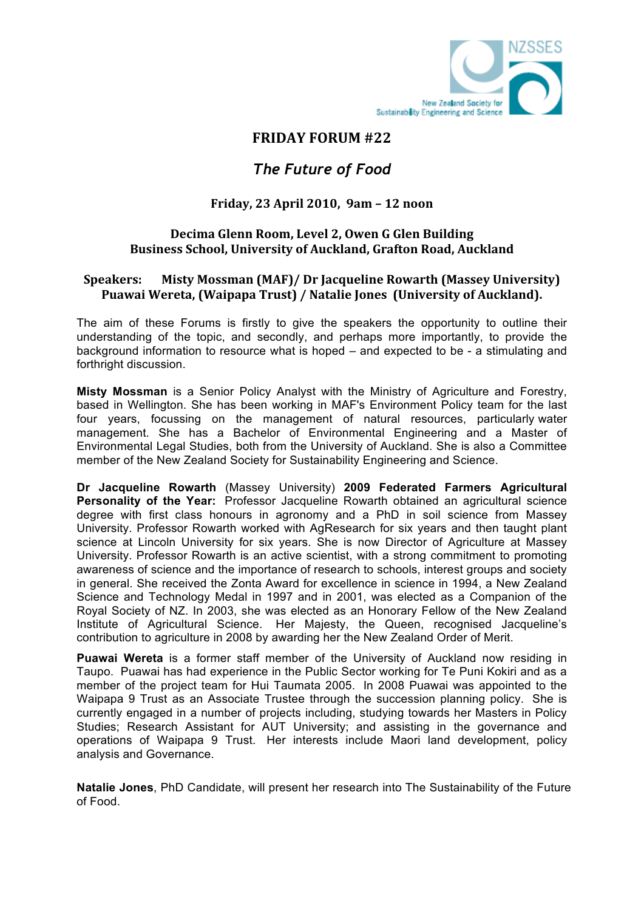NZSSES

New Zealand Society for Sustainability Engineering and Science

# FRIDAY FORUM #22

## *The Future of Food*

### Friday, 23 April 2010, 9am – 12 noon

### Decima Glenn Room, Level 2, Owen G Glen Building
### Business School, University of Auckland, Grafton Road, Auckland

### Speakers: Misty Mossman (MAF)/ Dr Jacqueline Rowarth (Massey University) Puawai Wereta, (Waipapa Trust) / Natalie Jones (University of Auckland).

The aim of these Forums is firstly to give the speakers the opportunity to outline their understanding of the topic, and secondly, and perhaps more importantly, to provide the background information to resource what is hoped – and expected to be - a stimulating and forthright discussion.

**Misty Mossman** is a Senior Policy Analyst with the Ministry of Agriculture and Forestry, based in Wellington. She has been working in MAF's Environment Policy team for the last four years, focussing on the management of natural resources, particularly water management. She has a Bachelor of Environmental Engineering and a Master of Environmental Legal Studies, both from the University of Auckland. She is also a Committee member of the New Zealand Society for Sustainability Engineering and Science.

**Dr Jacqueline Rowarth** (Massey University) **2009 Federated Farmers Agricultural Personality of the Year:** Professor Jacqueline Rowarth obtained an agricultural science degree with first class honours in agronomy and a PhD in soil science from Massey University. Professor Rowarth worked with AgResearch for six years and then taught plant science at Lincoln University for six years. She is now Director of Agriculture at Massey University. Professor Rowarth is an active scientist, with a strong commitment to promoting awareness of science and the importance of research to schools, interest groups and society in general. She received the Zonta Award for excellence in science in 1994, a New Zealand Science and Technology Medal in 1997 and in 2001, was elected as a Companion of the Royal Society of NZ. In 2003, she was elected as an Honorary Fellow of the New Zealand Institute of Agricultural Science. Her Majesty, the Queen, recognised Jacqueline's contribution to agriculture in 2008 by awarding her the New Zealand Order of Merit.

**Puawai Wereta** is a former staff member of the University of Auckland now residing in Taupo. Puawai has had experience in the Public Sector working for Te Puni Kokiri and as a member of the project team for Hui Taumata 2005. In 2008 Puawai was appointed to the Waipapa 9 Trust as an Associate Trustee through the succession planning policy. She is currently engaged in a number of projects including, studying towards her Masters in Policy Studies; Research Assistant for AUT University; and assisting in the governance and operations of Waipapa 9 Trust. Her interests include Maori land development, policy analysis and Governance.

**Natalie Jones**, PhD Candidate, will present her research into The Sustainability of the Future of Food.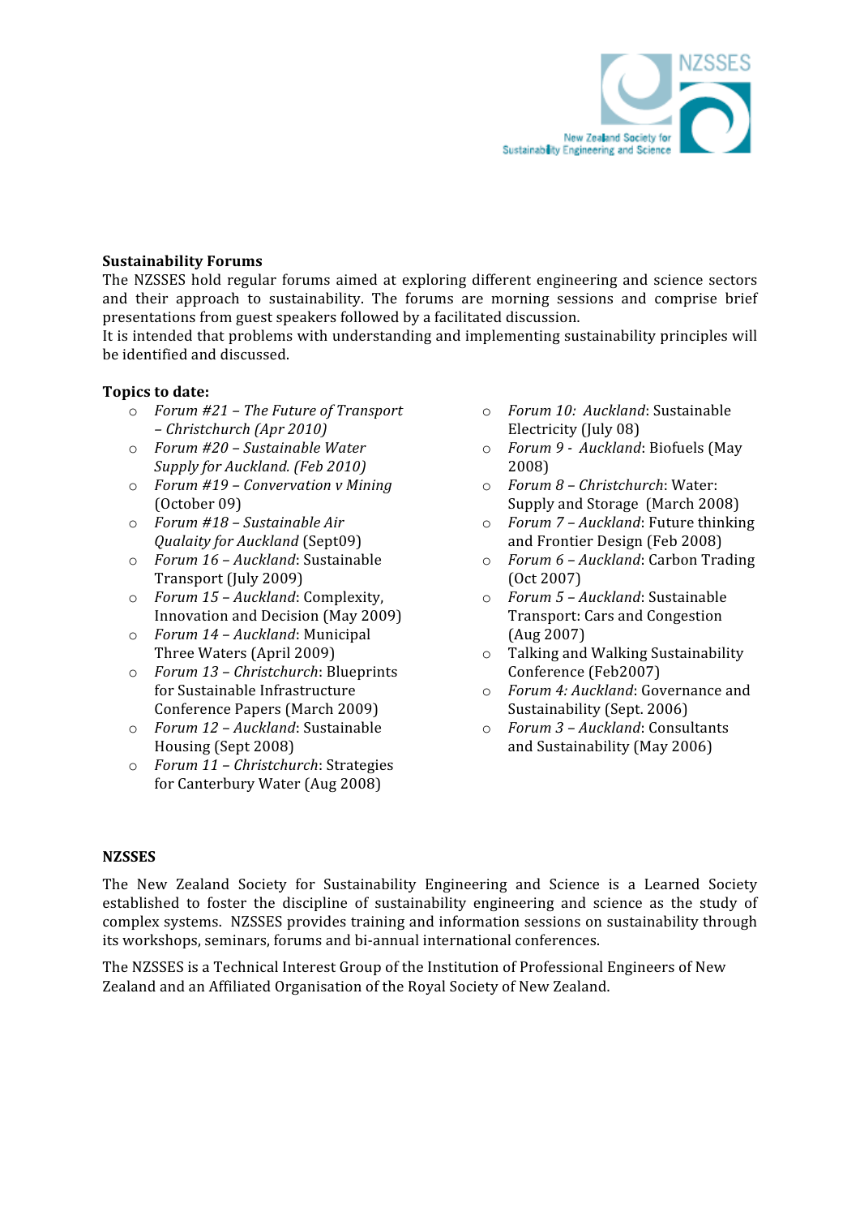**Sustainability Forums**

The NZSSES hold regular forums aimed at exploring different engineering and science sectors and their approach to sustainability. The forums are morning sessions and comprise brief presentations from guest speakers followed by a facilitated discussion.

It is intended that problems with understanding and implementing sustainability principles will be identified and discussed.

**Topics to date:**

- *Forum #21 – The Future of Transport – Christchurch (Apr 2010)*
- *Forum #20 – Sustainable Water Supply for Auckland. (Feb 2010)*
- *Forum #19 – Convervation v Mining* (October 09)
- *Forum #18 – Sustainable Air Qualaity for Auckland* (Sept09)
- *Forum 16 – Auckland*: Sustainable Transport (July 2009)
- *Forum 15 – Auckland*: Complexity, Innovation and Decision (May 2009)
- *Forum 14 – Auckland*: Municipal Three Waters (April 2009)
- *Forum 13 – Christchurch*: Blueprints for Sustainable Infrastructure Conference Papers (March 2009)
- *Forum 12 – Auckland*: Sustainable Housing (Sept 2008)
- *Forum 11 – Christchurch*: Strategies for Canterbury Water (Aug 2008)
- *Forum 10: Auckland*: Sustainable Electricity (July 08)
- *Forum 9 - Auckland*: Biofuels (May 2008)
- *Forum 8 – Christchurch*: Water: Supply and Storage (March 2008)
- *Forum 7 – Auckland*: Future thinking and Frontier Design (Feb 2008)
- *Forum 6 – Auckland*: Carbon Trading (Oct 2007)
- *Forum 5 – Auckland*: Sustainable Transport: Cars and Congestion (Aug 2007)
- Talking and Walking Sustainability Conference (Feb2007)
- *Forum 4: Auckland*: Governance and Sustainability (Sept. 2006)
- *Forum 3 – Auckland*: Consultants and Sustainability (May 2006)

**NZSSES**

The New Zealand Society for Sustainability Engineering and Science is a Learned Society established to foster the discipline of sustainability engineering and science as the study of complex systems. NZSSES provides training and information sessions on sustainability through its workshops, seminars, forums and bi-annual international conferences.

The NZSSES is a Technical Interest Group of the Institution of Professional Engineers of New Zealand and an Affiliated Organisation of the Royal Society of New Zealand.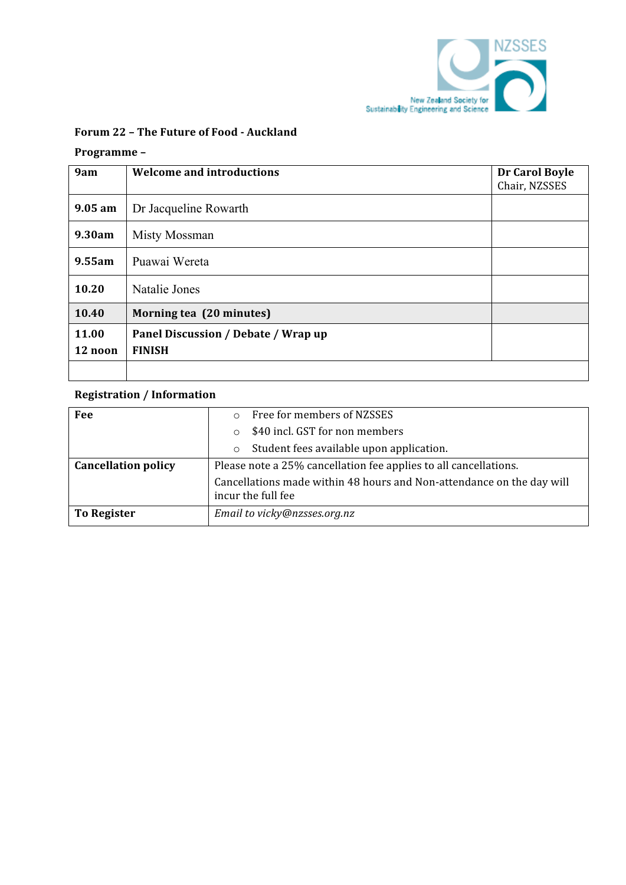NZSSES

New Zealand Society for Sustainability Engineering and Science

**Forum 22 – The Future of Food - Auckland**

**Programme –**

| | | |
|---|---|---|
| **9am** | **Welcome and introductions** | **Dr Carol Boyle** Chair, NZSSES |
| **9.05 am** | Dr Jacqueline Rowarth | |
| **9.30am** | Misty Mossman | |
| **9.55am** | Puawai Wereta | |
| **10.20** | Natalie Jones | |
| **10.40** | **Morning tea (20 minutes)** | |
| **11.00**<br>**12 noon** | **Panel Discussion / Debate / Wrap up**<br>**FINISH** | |
| | | |

**Registration / Information**

| | |
|---|---|
| **Fee** | ○ Free for members of NZSSES<br>○ $40 incl. GST for non members<br>○ Student fees available upon application. |
| **Cancellation policy** | Please note a 25% cancellation fee applies to all cancellations.<br>Cancellations made within 48 hours and Non-attendance on the day will incur the full fee |
| **To Register** | *Email to vicky@nzsses.org.nz* |